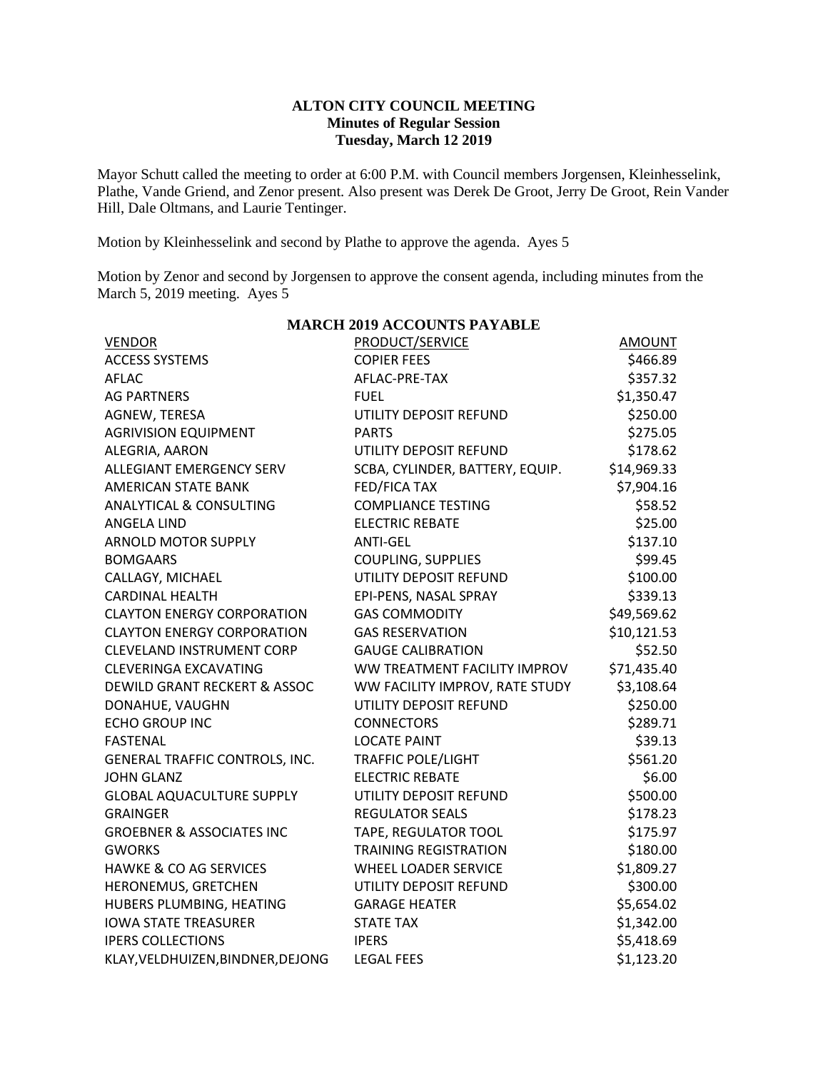**ALTON CITY COUNCIL MEETING**
**Minutes of Regular Session**
**Tuesday, March 12 2019**

Mayor Schutt called the meeting to order at 6:00 P.M. with Council members Jorgensen, Kleinhesselink, Plathe, Vande Griend, and Zenor present. Also present was Derek De Groot, Jerry De Groot, Rein Vander Hill, Dale Oltmans, and Laurie Tentinger.

Motion by Kleinhesselink and second by Plathe to approve the agenda. Ayes 5

Motion by Zenor and second by Jorgensen to approve the consent agenda, including minutes from the March 5, 2019 meeting. Ayes 5

**MARCH 2019 ACCOUNTS PAYABLE**

| VENDOR | PRODUCT/SERVICE | AMOUNT |
|---|---|---|
| ACCESS SYSTEMS | COPIER FEES | $466.89 |
| AFLAC | AFLAC-PRE-TAX | $357.32 |
| AG PARTNERS | FUEL | $1,350.47 |
| AGNEW, TERESA | UTILITY DEPOSIT REFUND | $250.00 |
| AGRIVISION EQUIPMENT | PARTS | $275.05 |
| ALEGRIA, AARON | UTILITY DEPOSIT REFUND | $178.62 |
| ALLEGIANT EMERGENCY SERV | SCBA, CYLINDER, BATTERY, EQUIP. | $14,969.33 |
| AMERICAN STATE BANK | FED/FICA TAX | $7,904.16 |
| ANALYTICAL & CONSULTING | COMPLIANCE TESTING | $58.52 |
| ANGELA LIND | ELECTRIC REBATE | $25.00 |
| ARNOLD MOTOR SUPPLY | ANTI-GEL | $137.10 |
| BOMGAARS | COUPLING, SUPPLIES | $99.45 |
| CALLAGY, MICHAEL | UTILITY DEPOSIT REFUND | $100.00 |
| CARDINAL HEALTH | EPI-PENS, NASAL SPRAY | $339.13 |
| CLAYTON ENERGY CORPORATION | GAS COMMODITY | $49,569.62 |
| CLAYTON ENERGY CORPORATION | GAS RESERVATION | $10,121.53 |
| CLEVELAND INSTRUMENT CORP | GAUGE CALIBRATION | $52.50 |
| CLEVERINGA EXCAVATING | WW TREATMENT FACILITY IMPROV | $71,435.40 |
| DEWILD GRANT RECKERT & ASSOC | WW FACILITY IMPROV, RATE STUDY | $3,108.64 |
| DONAHUE, VAUGHN | UTILITY DEPOSIT REFUND | $250.00 |
| ECHO GROUP INC | CONNECTORS | $289.71 |
| FASTENAL | LOCATE PAINT | $39.13 |
| GENERAL TRAFFIC CONTROLS, INC. | TRAFFIC POLE/LIGHT | $561.20 |
| JOHN GLANZ | ELECTRIC REBATE | $6.00 |
| GLOBAL AQUACULTURE SUPPLY | UTILITY DEPOSIT REFUND | $500.00 |
| GRAINGER | REGULATOR SEALS | $178.23 |
| GROEBNER & ASSOCIATES INC | TAPE, REGULATOR TOOL | $175.97 |
| GWORKS | TRAINING REGISTRATION | $180.00 |
| HAWKE & CO AG SERVICES | WHEEL LOADER SERVICE | $1,809.27 |
| HERONEMUS, GRETCHEN | UTILITY DEPOSIT REFUND | $300.00 |
| HUBERS PLUMBING, HEATING | GARAGE HEATER | $5,654.02 |
| IOWA STATE TREASURER | STATE TAX | $1,342.00 |
| IPERS COLLECTIONS | IPERS | $5,418.69 |
| KLAY,VELDHUIZEN,BINDNER,DEJONG | LEGAL FEES | $1,123.20 |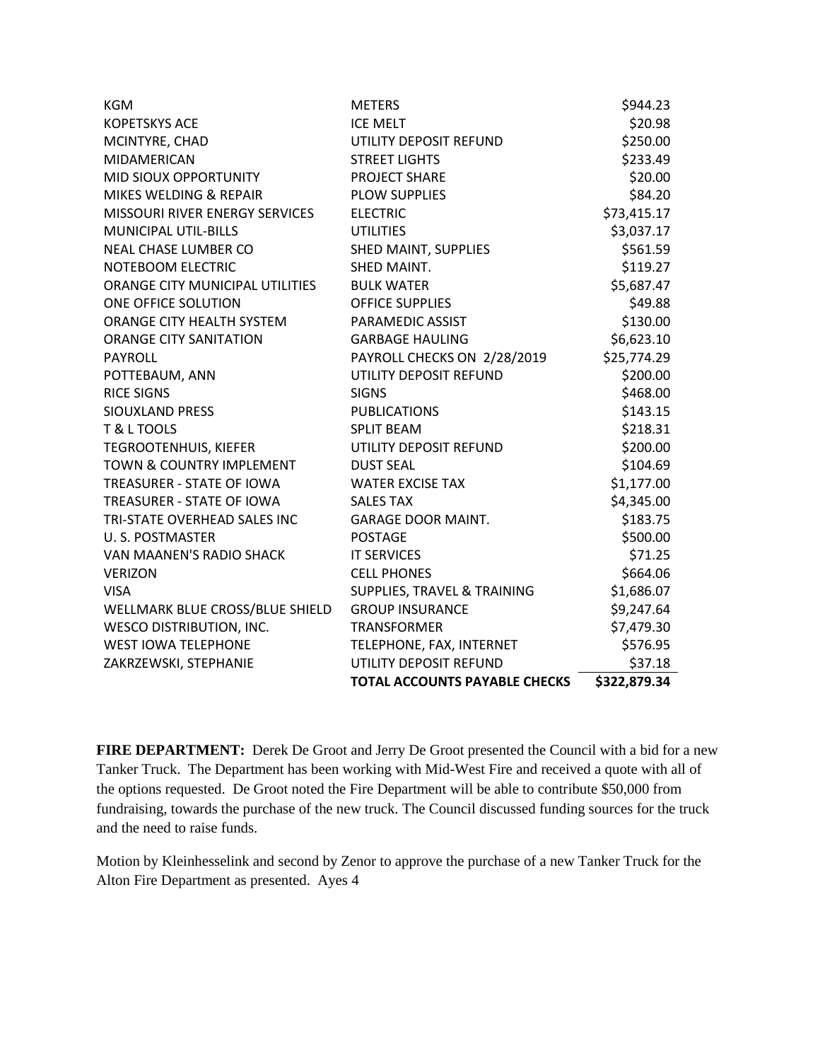| | | |
|---|---|---|
| KGM | METERS | \$944.23 |
| KOPETSKYS ACE | ICE MELT | \$20.98 |
| MCINTYRE, CHAD | UTILITY DEPOSIT REFUND | \$250.00 |
| MIDAMERICAN | STREET LIGHTS | \$233.49 |
| MID SIOUX OPPORTUNITY | PROJECT SHARE | \$20.00 |
| MIKES WELDING & REPAIR | PLOW SUPPLIES | \$84.20 |
| MISSOURI RIVER ENERGY SERVICES | ELECTRIC | \$73,415.17 |
| MUNICIPAL UTIL-BILLS | UTILITIES | \$3,037.17 |
| NEAL CHASE LUMBER CO | SHED MAINT, SUPPLIES | \$561.59 |
| NOTEBOOM ELECTRIC | SHED MAINT. | \$119.27 |
| ORANGE CITY MUNICIPAL UTILITIES | BULK WATER | \$5,687.47 |
| ONE OFFICE SOLUTION | OFFICE SUPPLIES | \$49.88 |
| ORANGE CITY HEALTH SYSTEM | PARAMEDIC ASSIST | \$130.00 |
| ORANGE CITY SANITATION | GARBAGE HAULING | \$6,623.10 |
| PAYROLL | PAYROLL CHECKS ON 2/28/2019 | \$25,774.29 |
| POTTEBAUM, ANN | UTILITY DEPOSIT REFUND | \$200.00 |
| RICE SIGNS | SIGNS | \$468.00 |
| SIOUXLAND PRESS | PUBLICATIONS | \$143.15 |
| T & L TOOLS | SPLIT BEAM | \$218.31 |
| TEGROOTENHUIS, KIEFER | UTILITY DEPOSIT REFUND | \$200.00 |
| TOWN & COUNTRY IMPLEMENT | DUST SEAL | \$104.69 |
| TREASURER - STATE OF IOWA | WATER EXCISE TAX | \$1,177.00 |
| TREASURER - STATE OF IOWA | SALES TAX | \$4,345.00 |
| TRI-STATE OVERHEAD SALES INC | GARAGE DOOR MAINT. | \$183.75 |
| U. S. POSTMASTER | POSTAGE | \$500.00 |
| VAN MAANEN'S RADIO SHACK | IT SERVICES | \$71.25 |
| VERIZON | CELL PHONES | \$664.06 |
| VISA | SUPPLIES, TRAVEL & TRAINING | \$1,686.07 |
| WELLMARK BLUE CROSS/BLUE SHIELD | GROUP INSURANCE | \$9,247.64 |
| WESCO DISTRIBUTION, INC. | TRANSFORMER | \$7,479.30 |
| WEST IOWA TELEPHONE | TELEPHONE, FAX, INTERNET | \$576.95 |
| ZAKRZEWSKI, STEPHANIE | UTILITY DEPOSIT REFUND | \$37.18 |
| | **TOTAL ACCOUNTS PAYABLE CHECKS** | **\$322,879.34** |

**FIRE DEPARTMENT:** Derek De Groot and Jerry De Groot presented the Council with a bid for a new Tanker Truck. The Department has been working with Mid-West Fire and received a quote with all of the options requested. De Groot noted the Fire Department will be able to contribute \$50,000 from fundraising, towards the purchase of the new truck. The Council discussed funding sources for the truck and the need to raise funds.

Motion by Kleinhesselink and second by Zenor to approve the purchase of a new Tanker Truck for the Alton Fire Department as presented. Ayes 4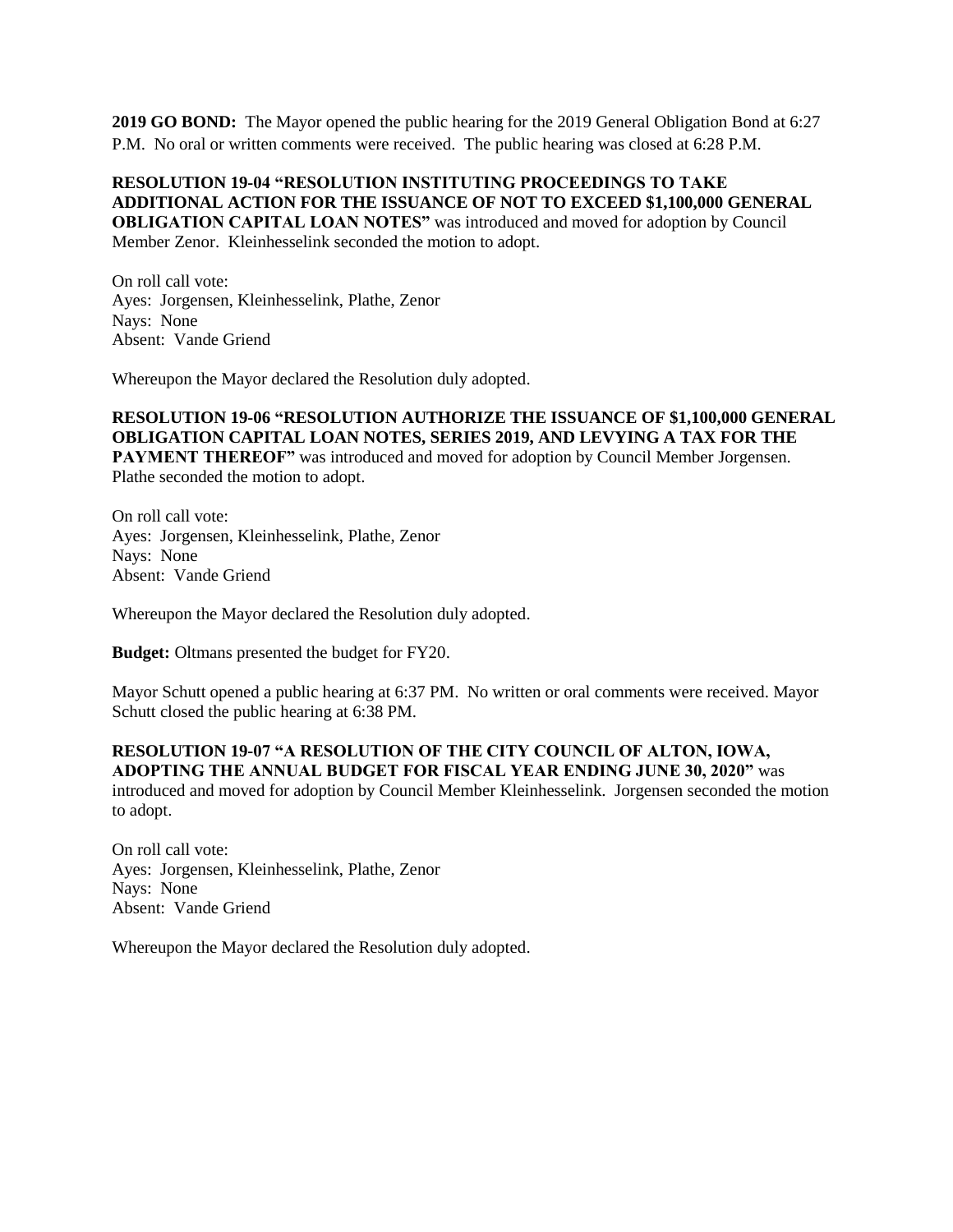**2019 GO BOND:** The Mayor opened the public hearing for the 2019 General Obligation Bond at 6:27 P.M. No oral or written comments were received. The public hearing was closed at 6:28 P.M.

**RESOLUTION 19-04 "RESOLUTION INSTITUTING PROCEEDINGS TO TAKE ADDITIONAL ACTION FOR THE ISSUANCE OF NOT TO EXCEED $1,100,000 GENERAL OBLIGATION CAPITAL LOAN NOTES"** was introduced and moved for adoption by Council Member Zenor. Kleinhesselink seconded the motion to adopt.

On roll call vote:
Ayes: Jorgensen, Kleinhesselink, Plathe, Zenor
Nays: None
Absent: Vande Griend

Whereupon the Mayor declared the Resolution duly adopted.

**RESOLUTION 19-06 "RESOLUTION AUTHORIZE THE ISSUANCE OF $1,100,000 GENERAL OBLIGATION CAPITAL LOAN NOTES, SERIES 2019, AND LEVYING A TAX FOR THE PAYMENT THEREOF"** was introduced and moved for adoption by Council Member Jorgensen. Plathe seconded the motion to adopt.

On roll call vote:
Ayes: Jorgensen, Kleinhesselink, Plathe, Zenor
Nays: None
Absent: Vande Griend

Whereupon the Mayor declared the Resolution duly adopted.

**Budget:** Oltmans presented the budget for FY20.

Mayor Schutt opened a public hearing at 6:37 PM. No written or oral comments were received. Mayor Schutt closed the public hearing at 6:38 PM.

**RESOLUTION 19-07 "A RESOLUTION OF THE CITY COUNCIL OF ALTON, IOWA, ADOPTING THE ANNUAL BUDGET FOR FISCAL YEAR ENDING JUNE 30, 2020"** was introduced and moved for adoption by Council Member Kleinhesselink. Jorgensen seconded the motion to adopt.

On roll call vote:
Ayes: Jorgensen, Kleinhesselink, Plathe, Zenor
Nays: None
Absent: Vande Griend

Whereupon the Mayor declared the Resolution duly adopted.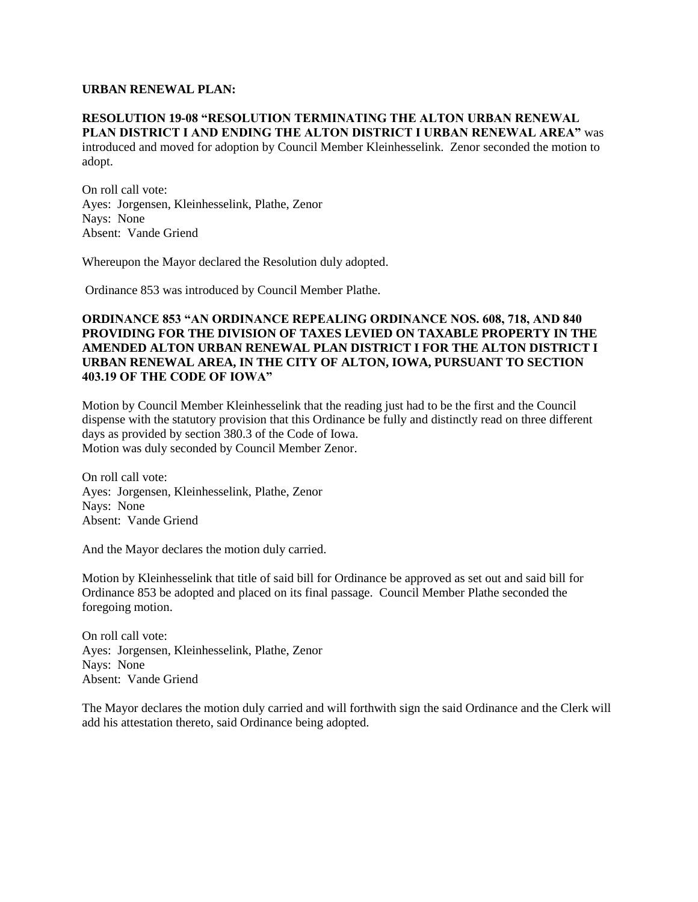**URBAN RENEWAL PLAN:**

**RESOLUTION 19-08 "RESOLUTION TERMINATING THE ALTON URBAN RENEWAL PLAN DISTRICT I AND ENDING THE ALTON DISTRICT I URBAN RENEWAL AREA"** was introduced and moved for adoption by Council Member Kleinhesselink. Zenor seconded the motion to adopt.

On roll call vote:
Ayes: Jorgensen, Kleinhesselink, Plathe, Zenor
Nays: None
Absent: Vande Griend

Whereupon the Mayor declared the Resolution duly adopted.

Ordinance 853 was introduced by Council Member Plathe.

**ORDINANCE 853 "AN ORDINANCE REPEALING ORDINANCE NOS. 608, 718, AND 840 PROVIDING FOR THE DIVISION OF TAXES LEVIED ON TAXABLE PROPERTY IN THE AMENDED ALTON URBAN RENEWAL PLAN DISTRICT I FOR THE ALTON DISTRICT I URBAN RENEWAL AREA, IN THE CITY OF ALTON, IOWA, PURSUANT TO SECTION 403.19 OF THE CODE OF IOWA"**

Motion by Council Member Kleinhesselink that the reading just had to be the first and the Council dispense with the statutory provision that this Ordinance be fully and distinctly read on three different days as provided by section 380.3 of the Code of Iowa.
Motion was duly seconded by Council Member Zenor.

On roll call vote:
Ayes: Jorgensen, Kleinhesselink, Plathe, Zenor
Nays: None
Absent: Vande Griend

And the Mayor declares the motion duly carried.

Motion by Kleinhesselink that title of said bill for Ordinance be approved as set out and said bill for Ordinance 853 be adopted and placed on its final passage. Council Member Plathe seconded the foregoing motion.

On roll call vote:
Ayes: Jorgensen, Kleinhesselink, Plathe, Zenor
Nays: None
Absent: Vande Griend

The Mayor declares the motion duly carried and will forthwith sign the said Ordinance and the Clerk will add his attestation thereto, said Ordinance being adopted.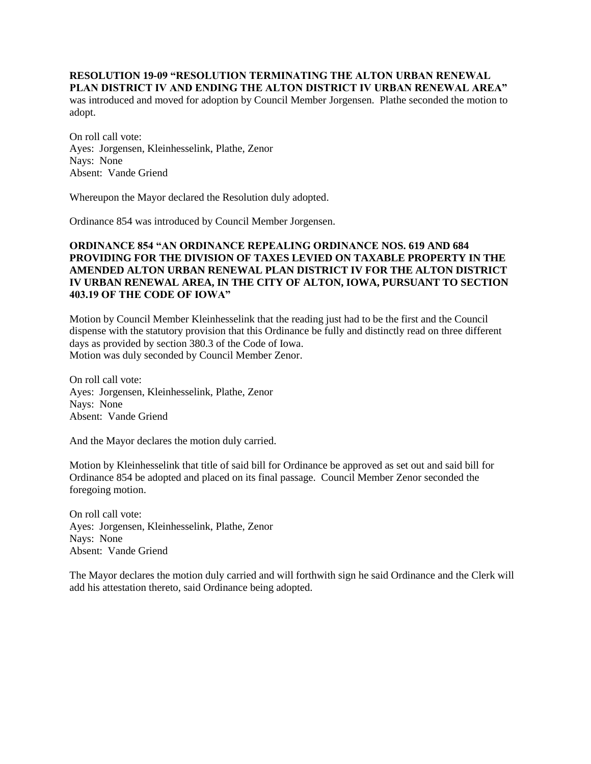**RESOLUTION 19-09 "RESOLUTION TERMINATING THE ALTON URBAN RENEWAL PLAN DISTRICT IV AND ENDING THE ALTON DISTRICT IV URBAN RENEWAL AREA"** was introduced and moved for adoption by Council Member Jorgensen. Plathe seconded the motion to adopt.

On roll call vote:
Ayes: Jorgensen, Kleinhesselink, Plathe, Zenor
Nays: None
Absent: Vande Griend

Whereupon the Mayor declared the Resolution duly adopted.

Ordinance 854 was introduced by Council Member Jorgensen.

**ORDINANCE 854 "AN ORDINANCE REPEALING ORDINANCE NOS. 619 AND 684 PROVIDING FOR THE DIVISION OF TAXES LEVIED ON TAXABLE PROPERTY IN THE AMENDED ALTON URBAN RENEWAL PLAN DISTRICT IV FOR THE ALTON DISTRICT IV URBAN RENEWAL AREA, IN THE CITY OF ALTON, IOWA, PURSUANT TO SECTION 403.19 OF THE CODE OF IOWA"**

Motion by Council Member Kleinhesselink that the reading just had to be the first and the Council dispense with the statutory provision that this Ordinance be fully and distinctly read on three different days as provided by section 380.3 of the Code of Iowa.
Motion was duly seconded by Council Member Zenor.

On roll call vote:
Ayes: Jorgensen, Kleinhesselink, Plathe, Zenor
Nays: None
Absent: Vande Griend

And the Mayor declares the motion duly carried.

Motion by Kleinhesselink that title of said bill for Ordinance be approved as set out and said bill for Ordinance 854 be adopted and placed on its final passage. Council Member Zenor seconded the foregoing motion.

On roll call vote:
Ayes: Jorgensen, Kleinhesselink, Plathe, Zenor
Nays: None
Absent: Vande Griend

The Mayor declares the motion duly carried and will forthwith sign he said Ordinance and the Clerk will add his attestation thereto, said Ordinance being adopted.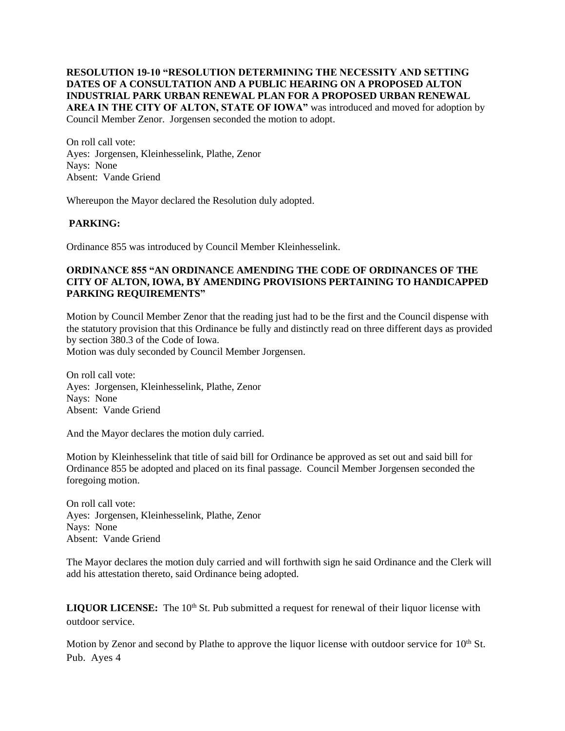**RESOLUTION 19-10 "RESOLUTION DETERMINING THE NECESSITY AND SETTING DATES OF A CONSULTATION AND A PUBLIC HEARING ON A PROPOSED ALTON INDUSTRIAL PARK URBAN RENEWAL PLAN FOR A PROPOSED URBAN RENEWAL AREA IN THE CITY OF ALTON, STATE OF IOWA"** was introduced and moved for adoption by Council Member Zenor. Jorgensen seconded the motion to adopt.

On roll call vote:
Ayes: Jorgensen, Kleinhesselink, Plathe, Zenor
Nays: None
Absent: Vande Griend

Whereupon the Mayor declared the Resolution duly adopted.

**PARKING:**

Ordinance 855 was introduced by Council Member Kleinhesselink.

**ORDINANCE 855 "AN ORDINANCE AMENDING THE CODE OF ORDINANCES OF THE CITY OF ALTON, IOWA, BY AMENDING PROVISIONS PERTAINING TO HANDICAPPED PARKING REQUIREMENTS"**

Motion by Council Member Zenor that the reading just had to be the first and the Council dispense with the statutory provision that this Ordinance be fully and distinctly read on three different days as provided by section 380.3 of the Code of Iowa.
Motion was duly seconded by Council Member Jorgensen.

On roll call vote:
Ayes: Jorgensen, Kleinhesselink, Plathe, Zenor
Nays: None
Absent: Vande Griend

And the Mayor declares the motion duly carried.

Motion by Kleinhesselink that title of said bill for Ordinance be approved as set out and said bill for Ordinance 855 be adopted and placed on its final passage. Council Member Jorgensen seconded the foregoing motion.

On roll call vote:
Ayes: Jorgensen, Kleinhesselink, Plathe, Zenor
Nays: None
Absent: Vande Griend

The Mayor declares the motion duly carried and will forthwith sign he said Ordinance and the Clerk will add his attestation thereto, said Ordinance being adopted.

**LIQUOR LICENSE:** The 10th St. Pub submitted a request for renewal of their liquor license with outdoor service.

Motion by Zenor and second by Plathe to approve the liquor license with outdoor service for 10th St. Pub. Ayes 4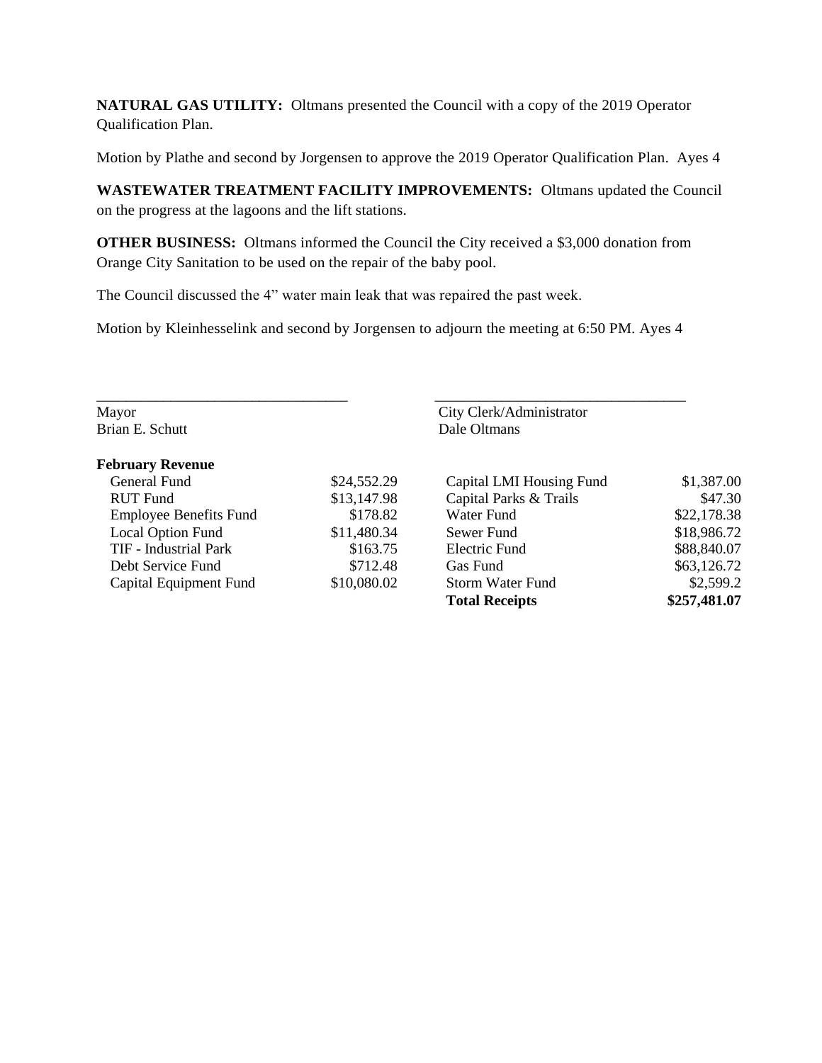**NATURAL GAS UTILITY:** Oltmans presented the Council with a copy of the 2019 Operator Qualification Plan.

Motion by Plathe and second by Jorgensen to approve the 2019 Operator Qualification Plan. Ayes 4

**WASTEWATER TREATMENT FACILITY IMPROVEMENTS:** Oltmans updated the Council on the progress at the lagoons and the lift stations.

**OTHER BUSINESS:** Oltmans informed the Council the City received a $3,000 donation from Orange City Sanitation to be used on the repair of the baby pool.

The Council discussed the 4" water main leak that was repaired the past week.

Motion by Kleinhesselink and second by Jorgensen to adjourn the meeting at 6:50 PM. Ayes 4

\_\_\_\_\_\_\_\_\_\_\_\_\_\_\_\_\_\_\_\_\_\_\_\_\_\_\_\_\_\_\_\_\_\_
Mayor
Brian E. Schutt

\_\_\_\_\_\_\_\_\_\_\_\_\_\_\_\_\_\_\_\_\_\_\_\_\_\_\_\_\_\_\_\_\_\_
City Clerk/Administrator
Dale Oltmans

**February Revenue**

| | | | |
|---|---|---|---|
| General Fund | $24,552.29 | Capital LMI Housing Fund | $1,387.00 |
| RUT Fund | $13,147.98 | Capital Parks & Trails | $47.30 |
| Employee Benefits Fund | $178.82 | Water Fund | $22,178.38 |
| Local Option Fund | $11,480.34 | Sewer Fund | $18,986.72 |
| TIF - Industrial Park | $163.75 | Electric Fund | $88,840.07 |
| Debt Service Fund | $712.48 | Gas Fund | $63,126.72 |
| Capital Equipment Fund | $10,080.02 | Storm Water Fund | $2,599.2 |
| | | **Total Receipts** | **$257,481.07** |